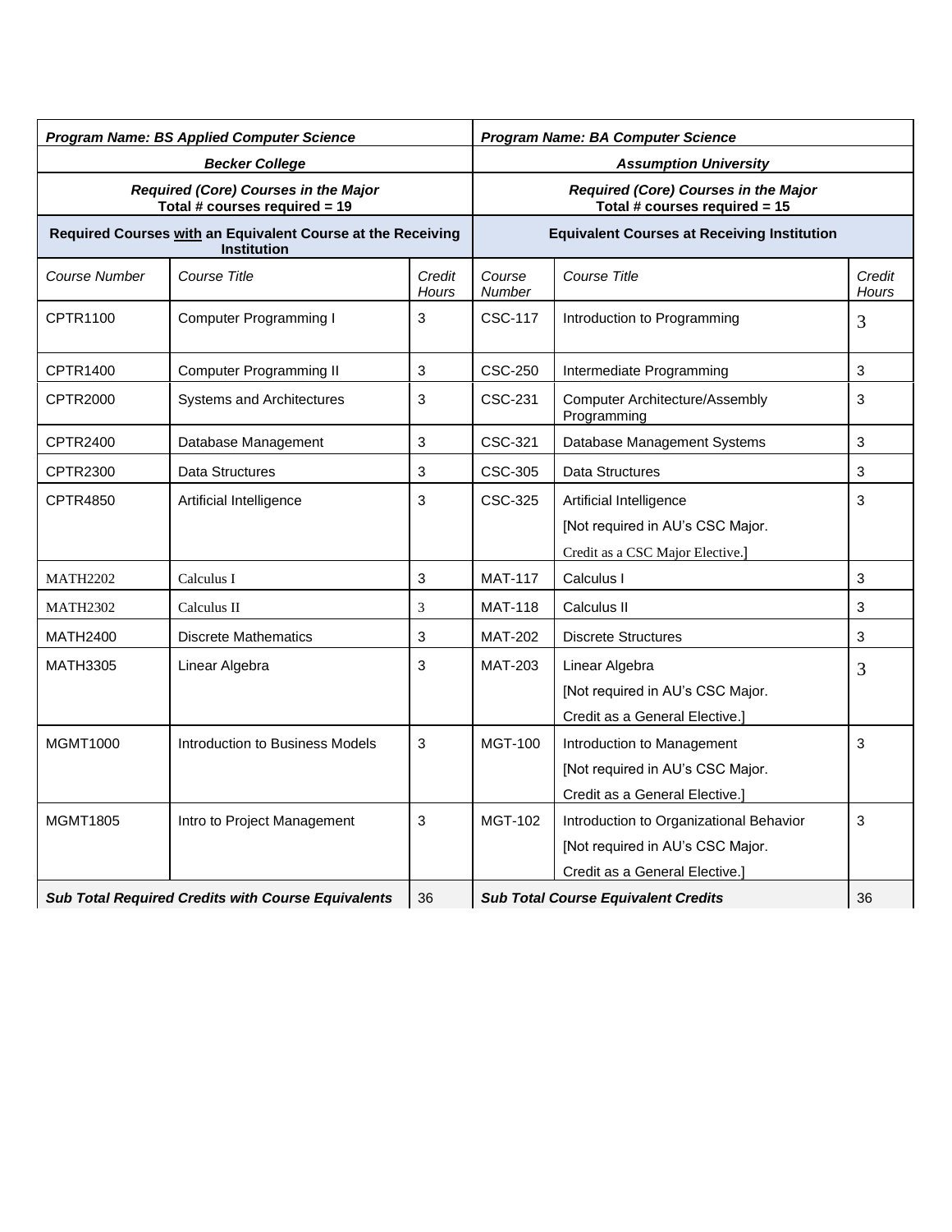| ***Program Name: BS Applied Computer Science*** | | | ***Program Name: BA Computer Science*** | | |
|---|---|---|---|---|---|
| ***Becker College*** | | | ***Assumption University*** | | |
| ***Required (Core) Courses in the Major*** **Total # courses required = 19** | | | ***Required (Core) Courses in the Major*** **Total # courses required = 15** | | |
| **Required Courses with an Equivalent Course at the Receiving Institution** | | | **Equivalent Courses at Receiving Institution** | | |
| *Course Number* | *Course Title* | *Credit Hours* | *Course Number* | *Course Title* | *Credit Hours* |
| CPTR1100 | Computer Programming I | 3 | CSC-117 | Introduction to Programming | 3 |
| CPTR1400 | Computer Programming II | 3 | CSC-250 | Intermediate Programming | 3 |
| CPTR2000 | Systems and Architectures | 3 | CSC-231 | Computer Architecture/Assembly Programming | 3 |
| CPTR2400 | Database Management | 3 | CSC-321 | Database Management Systems | 3 |
| CPTR2300 | Data Structures | 3 | CSC-305 | Data Structures | 3 |
| CPTR4850 | Artificial Intelligence | 3 | CSC-325 | Artificial Intelligence [Not required in AU's CSC Major. Credit as a CSC Major Elective.] | 3 |
| MATH2202 | Calculus I | 3 | MAT-117 | Calculus I | 3 |
| MATH2302 | Calculus II | 3 | MAT-118 | Calculus II | 3 |
| MATH2400 | Discrete Mathematics | 3 | MAT-202 | Discrete Structures | 3 |
| MATH3305 | Linear Algebra | 3 | MAT-203 | Linear Algebra [Not required in AU's CSC Major. Credit as a General Elective.] | 3 |
| MGMT1000 | Introduction to Business Models | 3 | MGT-100 | Introduction to Management [Not required in AU's CSC Major. Credit as a General Elective.] | 3 |
| MGMT1805 | Intro to Project Management | 3 | MGT-102 | Introduction to Organizational Behavior [Not required in AU's CSC Major. Credit as a General Elective.] | 3 |
| ***Sub Total Required Credits with Course Equivalents*** | | 36 | ***Sub Total Course Equivalent Credits*** | | 36 |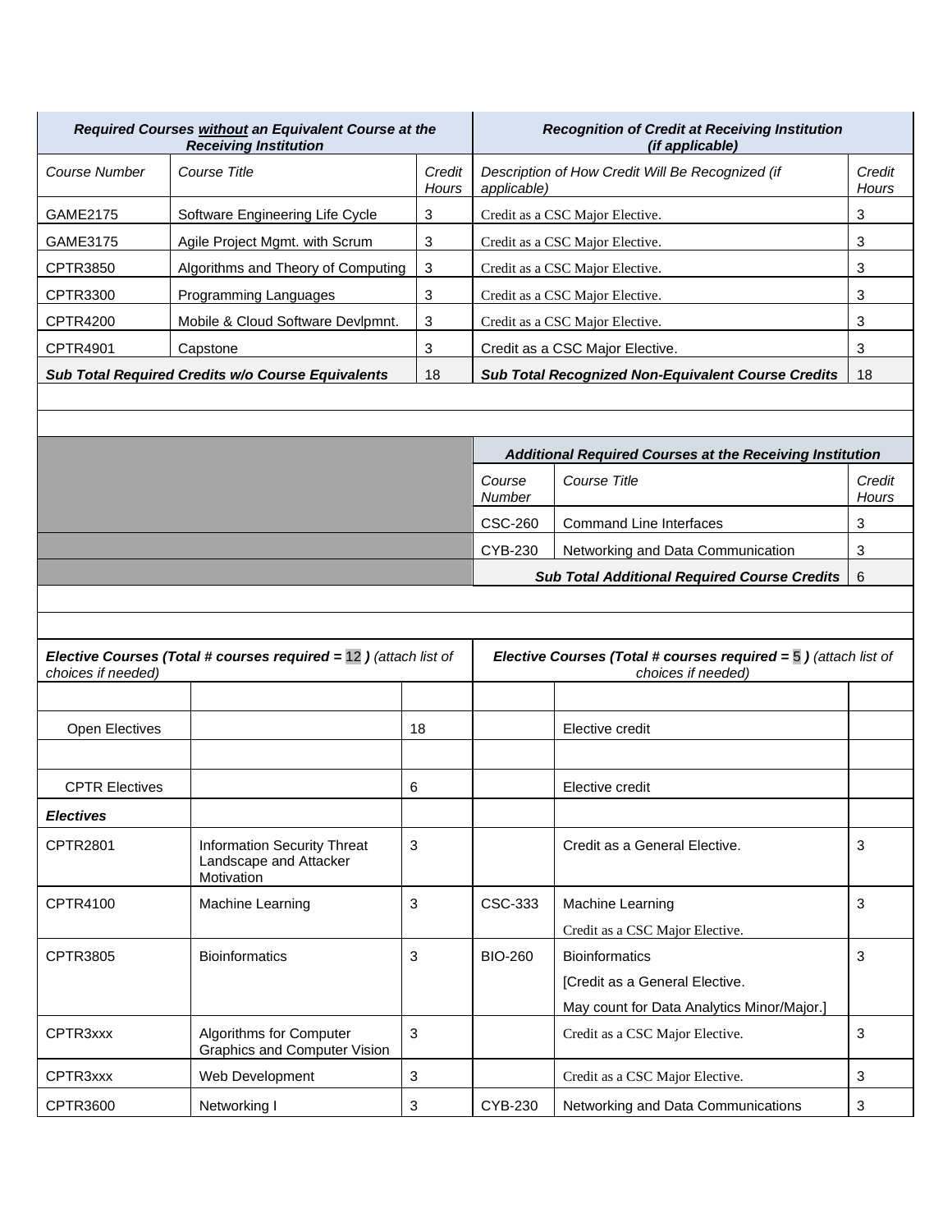| *Required Courses without an Equivalent Course at the Receiving Institution* | | | *Recognition of Credit at Receiving Institution (if applicable)* | |
|---|---|---|---|---|
| *Course Number* | *Course Title* | *Credit Hours* | *Description of How Credit Will Be Recognized (if applicable)* | *Credit Hours* |
| GAME2175 | Software Engineering Life Cycle | 3 | Credit as a CSC Major Elective. | 3 |
| GAME3175 | Agile Project Mgmt. with Scrum | 3 | Credit as a CSC Major Elective. | 3 |
| CPTR3850 | Algorithms and Theory of Computing | 3 | Credit as a CSC Major Elective. | 3 |
| CPTR3300 | Programming Languages | 3 | Credit as a CSC Major Elective. | 3 |
| CPTR4200 | Mobile & Cloud Software Devlpmnt. | 3 | Credit as a CSC Major Elective. | 3 |
| CPTR4901 | Capstone | 3 | Credit as a CSC Major Elective. | 3 |
| ***Sub Total Required Credits w/o Course Equivalents*** | | 18 | ***Sub Total Recognized Non-Equivalent Course Credits*** | 18 |

| *Additional Required Courses at the Receiving Institution* | | |
|---|---|---|
| *Course Number* | *Course Title* | *Credit Hours* |
| CSC-260 | Command Line Interfaces | 3 |
| CYB-230 | Networking and Data Communication | 3 |
| | ***Sub Total Additional Required Course Credits*** | 6 |

| ***Elective Courses (Total # courses required = 12 )*** *(attach list of choices if needed)* | | | ***Elective Courses (Total # courses required = 5 )*** *(attach list of choices if needed)* | | |
|---|---|---|---|---|---|
| | | | | | |
| Open Electives | | 18 | | Elective credit | |
| | | | | | |
| CPTR Electives | | 6 | | Elective credit | |
| ***Electives*** | | | | | |
| CPTR2801 | Information Security Threat Landscape and Attacker Motivation | 3 | | Credit as a General Elective. | 3 |
| CPTR4100 | Machine Learning | 3 | CSC-333 | Machine Learning<br>Credit as a CSC Major Elective. | 3 |
| CPTR3805 | Bioinformatics | 3 | BIO-260 | Bioinformatics<br>[Credit as a General Elective.<br>May count for Data Analytics Minor/Major.] | 3 |
| CPTR3xxx | Algorithms for Computer Graphics and Computer Vision | 3 | | Credit as a CSC Major Elective. | 3 |
| CPTR3xxx | Web Development | 3 | | Credit as a CSC Major Elective. | 3 |
| CPTR3600 | Networking I | 3 | CYB-230 | Networking and Data Communications | 3 |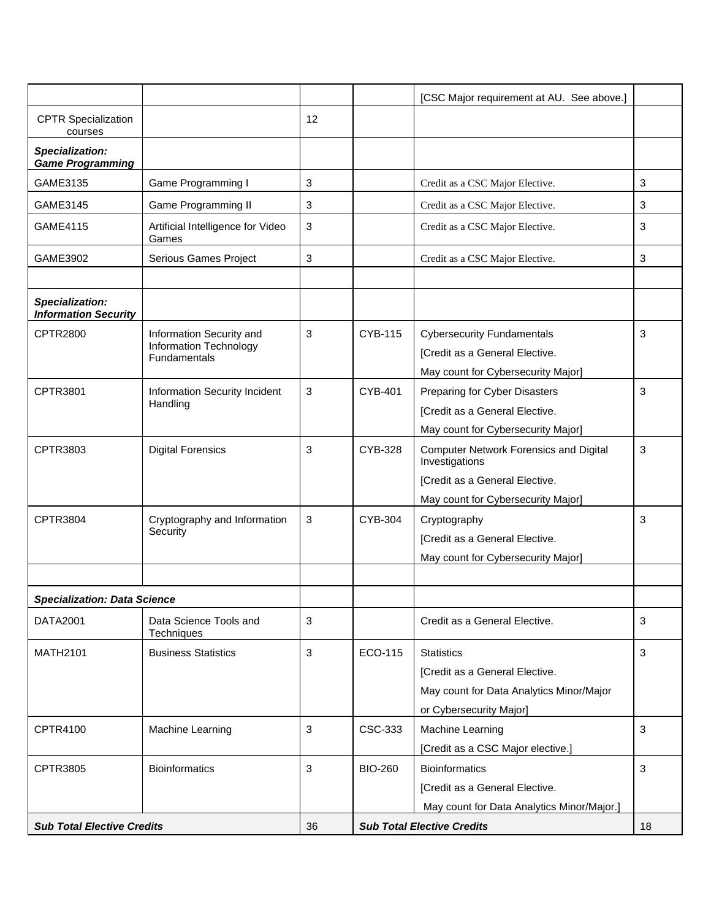| | | | | | |
|---|---|---|---|---|---|
| | | | | [CSC Major requirement at AU. See above.] | |
| CPTR Specialization courses | | 12 | | | |
| ***Specialization: Game Programming*** | | | | | |
| GAME3135 | Game Programming I | 3 | | Credit as a CSC Major Elective. | 3 |
| GAME3145 | Game Programming II | 3 | | Credit as a CSC Major Elective. | 3 |
| GAME4115 | Artificial Intelligence for Video Games | 3 | | Credit as a CSC Major Elective. | 3 |
| GAME3902 | Serious Games Project | 3 | | Credit as a CSC Major Elective. | 3 |
| | | | | | |
| ***Specialization: Information Security*** | | | | | |
| CPTR2800 | Information Security and Information Technology Fundamentals | 3 | CYB-115 | Cybersecurity Fundamentals [Credit as a General Elective. May count for Cybersecurity Major] | 3 |
| CPTR3801 | Information Security Incident Handling | 3 | CYB-401 | Preparing for Cyber Disasters [Credit as a General Elective. May count for Cybersecurity Major] | 3 |
| CPTR3803 | Digital Forensics | 3 | CYB-328 | Computer Network Forensics and Digital Investigations [Credit as a General Elective. May count for Cybersecurity Major] | 3 |
| CPTR3804 | Cryptography and Information Security | 3 | CYB-304 | Cryptography [Credit as a General Elective. May count for Cybersecurity Major] | 3 |
| | | | | | |
| ***Specialization: Data Science*** | | | | | |
| DATA2001 | Data Science Tools and Techniques | 3 | | Credit as a General Elective. | 3 |
| MATH2101 | Business Statistics | 3 | ECO-115 | Statistics [Credit as a General Elective. May count for Data Analytics Minor/Major or Cybersecurity Major] | 3 |
| CPTR4100 | Machine Learning | 3 | CSC-333 | Machine Learning [Credit as a CSC Major elective.] | 3 |
| CPTR3805 | Bioinformatics | 3 | BIO-260 | Bioinformatics [Credit as a General Elective. May count for Data Analytics Minor/Major.] | 3 |
| ***Sub Total Elective Credits*** | | 36 | ***Sub Total Elective Credits*** | | 18 |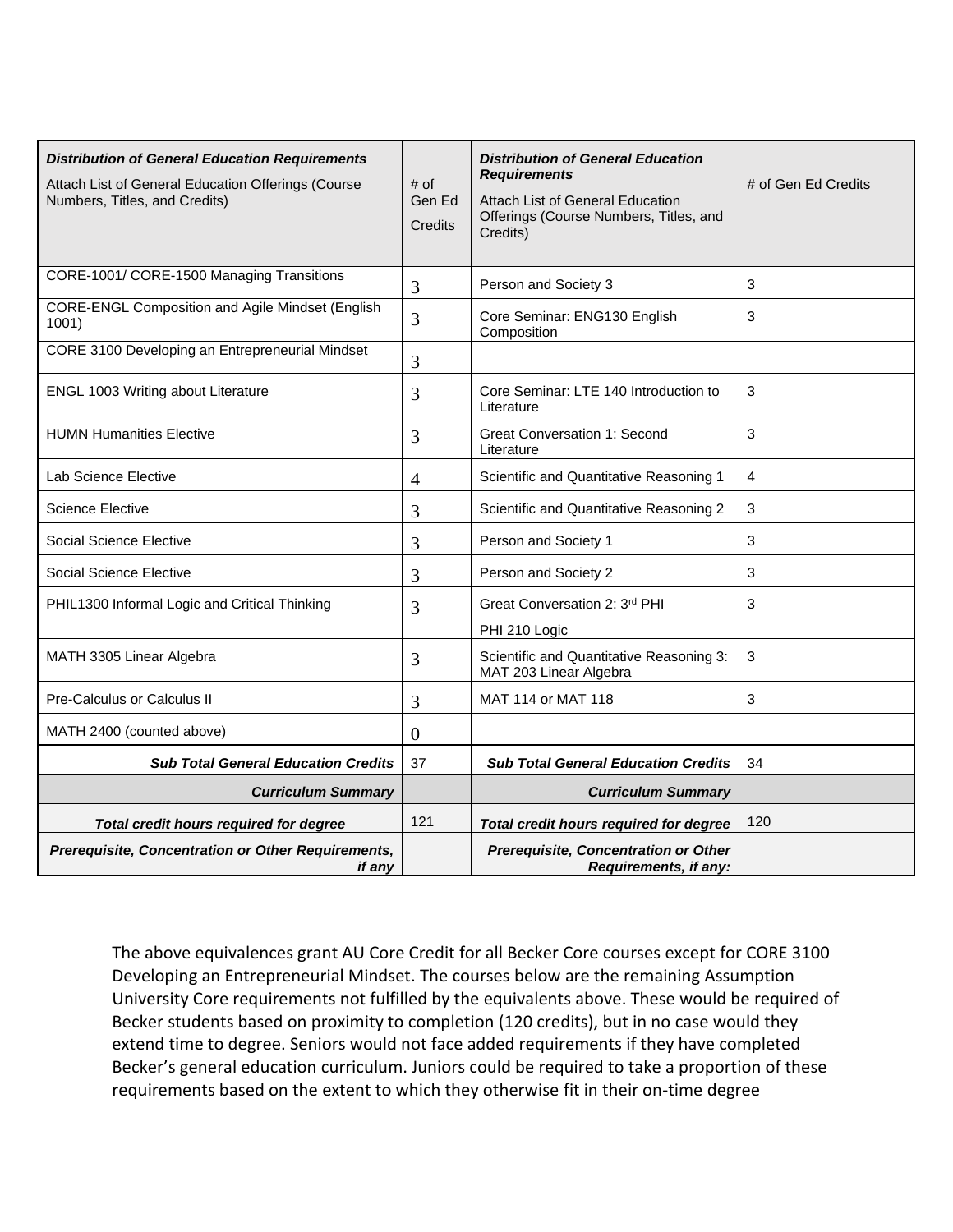| ***Distribution of General Education Requirements*** Attach List of General Education Offerings (Course Numbers, Titles, and Credits) | # of Gen Ed Credits | ***Distribution of General Education Requirements*** Attach List of General Education Offerings (Course Numbers, Titles, and Credits) | # of Gen Ed Credits |
|---|---|---|---|
| CORE-1001/ CORE-1500 Managing Transitions | 3 | Person and Society 3 | 3 |
| CORE-ENGL Composition and Agile Mindset (English 1001) | 3 | Core Seminar: ENG130 English Composition | 3 |
| CORE 3100 Developing an Entrepreneurial Mindset | 3 | | |
| ENGL 1003 Writing about Literature | 3 | Core Seminar: LTE 140 Introduction to Literature | 3 |
| HUMN Humanities Elective | 3 | Great Conversation 1: Second Literature | 3 |
| Lab Science Elective | 4 | Scientific and Quantitative Reasoning 1 | 4 |
| Science Elective | 3 | Scientific and Quantitative Reasoning 2 | 3 |
| Social Science Elective | 3 | Person and Society 1 | 3 |
| Social Science Elective | 3 | Person and Society 2 | 3 |
| PHIL1300 Informal Logic and Critical Thinking | 3 | Great Conversation 2: 3rd PHI<br>PHI 210 Logic | 3 |
| MATH 3305 Linear Algebra | 3 | Scientific and Quantitative Reasoning 3: MAT 203 Linear Algebra | 3 |
| Pre-Calculus or Calculus II | 3 | MAT 114 or MAT 118 | 3 |
| MATH 2400 (counted above) | 0 | | |
| ***Sub Total General Education Credits*** | 37 | ***Sub Total General Education Credits*** | 34 |
| ***Curriculum Summary*** | | ***Curriculum Summary*** | |
| ***Total credit hours required for degree*** | 121 | ***Total credit hours required for degree*** | 120 |
| ***Prerequisite, Concentration or Other Requirements, if any*** | | ***Prerequisite, Concentration or Other Requirements, if any:*** | |

The above equivalences grant AU Core Credit for all Becker Core courses except for CORE 3100 Developing an Entrepreneurial Mindset. The courses below are the remaining Assumption University Core requirements not fulfilled by the equivalents above. These would be required of Becker students based on proximity to completion (120 credits), but in no case would they extend time to degree. Seniors would not face added requirements if they have completed Becker's general education curriculum. Juniors could be required to take a proportion of these requirements based on the extent to which they otherwise fit in their on-time degree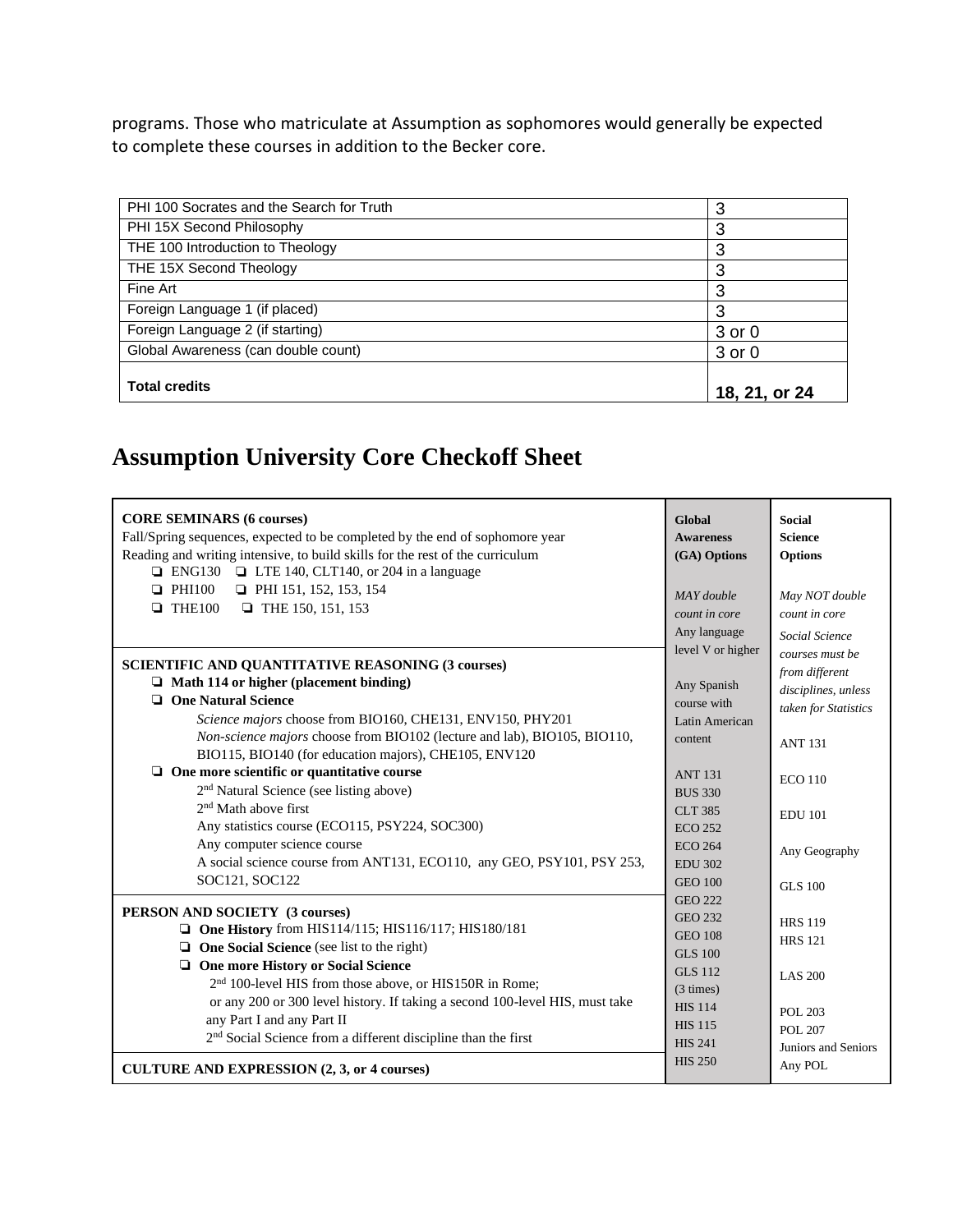programs. Those who matriculate at Assumption as sophomores would generally be expected to complete these courses in addition to the Becker core.

| | |
|---|---|
| PHI 100 Socrates and the Search for Truth | 3 |
| PHI 15X Second Philosophy | 3 |
| THE 100 Introduction to Theology | 3 |
| THE 15X Second Theology | 3 |
| Fine Art | 3 |
| Foreign Language 1 (if placed) | 3 |
| Foreign Language 2 (if starting) | 3 or 0 |
| Global Awareness (can double count) | 3 or 0 |
| **Total credits** | **18, 21, or 24** |

# Assumption University Core Checkoff Sheet

| | Global Awareness (GA) Options | Social Science Options |
|---|---|---|
| **CORE SEMINARS (6 courses)**<br>Fall/Spring sequences, expected to be completed by the end of sophomore year<br>Reading and writing intensive, to build skills for the rest of the curriculum<br>❑ ENG130 ❑ LTE 140, CLT140, or 204 in a language<br>❑ PHI100 ❑ PHI 151, 152, 153, 154<br>❑ THE100 ❑ THE 150, 151, 153 | *MAY double count in core*<br>Any language level V or higher<br><br>Any Spanish course with Latin American content<br><br>ANT 131<br>BUS 330<br>CLT 385<br>ECO 252<br>ECO 264<br>EDU 302<br>GEO 100<br>GEO 222<br>GEO 232<br>GEO 108<br>GLS 100<br>GLS 112 (3 times)<br>HIS 114<br>HIS 115<br>HIS 241<br>HIS 250 | *May NOT double count in core*<br>*Social Science courses must be from different disciplines, unless taken for Statistics*<br><br>ANT 131<br>ECO 110<br>EDU 101<br>Any Geography<br>GLS 100<br>HRS 119<br>HRS 121<br>LAS 200<br>POL 203<br>POL 207<br>Juniors and Seniors Any POL |
| **SCIENTIFIC AND QUANTITATIVE REASONING (3 courses)**<br>❑ **Math 114 or higher (placement binding)**<br>❑ **One Natural Science**<br>*Science majors* choose from BIO160, CHE131, ENV150, PHY201<br>*Non-science majors* choose from BIO102 (lecture and lab), BIO105, BIO110, BIO115, BIO140 (for education majors), CHE105, ENV120<br>❑ **One more scientific or quantitative course**<br>2nd Natural Science (see listing above)<br>2nd Math above first<br>Any statistics course (ECO115, PSY224, SOC300)<br>Any computer science course<br>A social science course from ANT131, ECO110, any GEO, PSY101, PSY 253, SOC121, SOC122 | | |
| **PERSON AND SOCIETY (3 courses)**<br>❑ **One History** from HIS114/115; HIS116/117; HIS180/181<br>❑ **One Social Science** (see list to the right)<br>❑ **One more History or Social Science**<br>2nd 100-level HIS from those above, or HIS150R in Rome; or any 200 or 300 level history. If taking a second 100-level HIS, must take any Part I and any Part II<br>2nd Social Science from a different discipline than the first | | |
| **CULTURE AND EXPRESSION (2, 3, or 4 courses)** | | |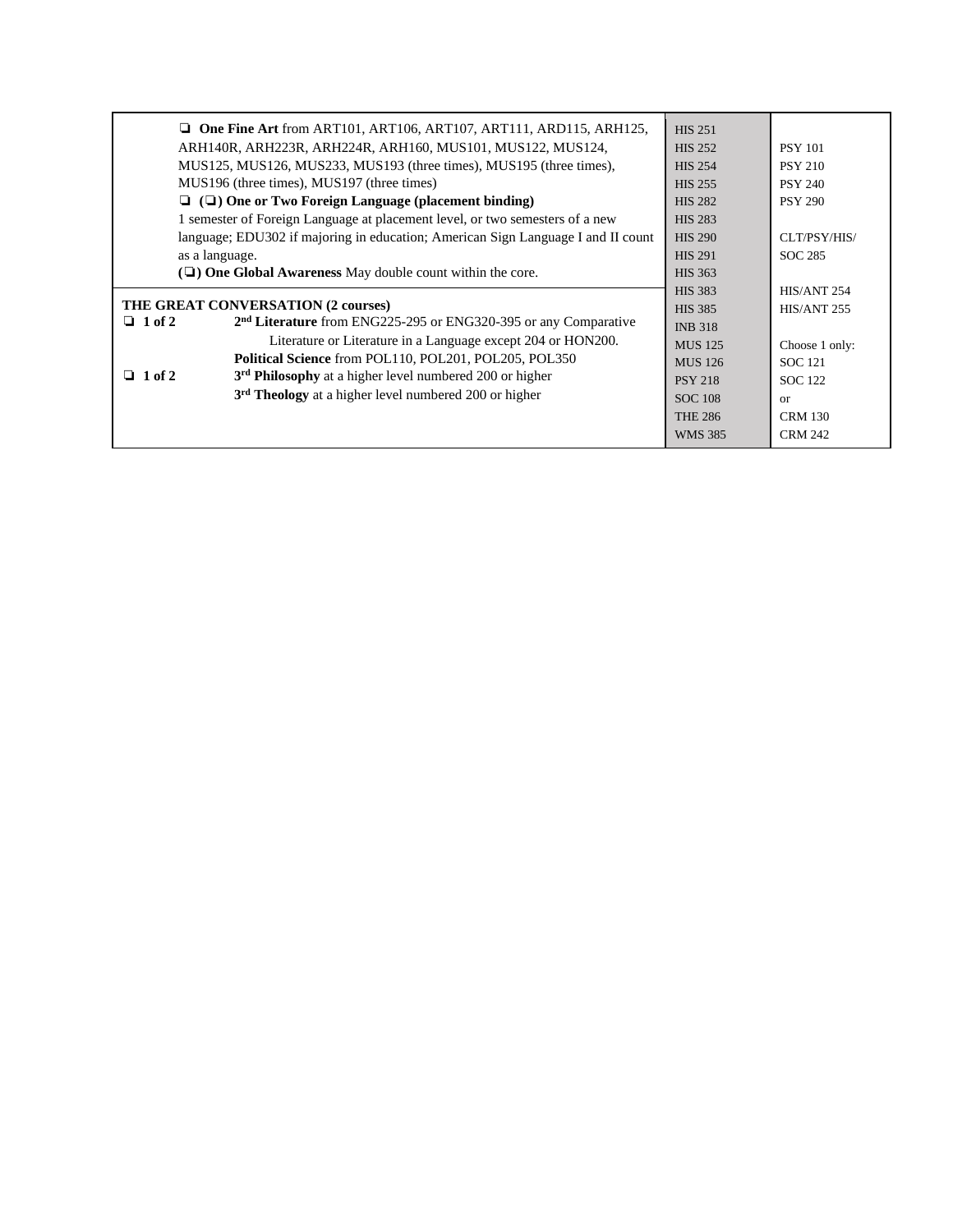| | | |
|---|---|---|
| ❑ **One Fine Art** from ART101, ART106, ART107, ART111, ARD115, ARH125, ARH140R, ARH223R, ARH224R, ARH160, MUS101, MUS122, MUS124, MUS125, MUS126, MUS233, MUS193 (three times), MUS195 (three times), MUS196 (three times), MUS197 (three times)<br>❑ **(❑) One or Two Foreign Language (placement binding)**<br>1 semester of Foreign Language at placement level, or two semesters of a new language; EDU302 if majoring in education; American Sign Language I and II count as a language.<br>**(❑) One Global Awareness** May double count within the core. | HIS 251<br>HIS 252<br>HIS 254<br>HIS 255<br>HIS 282<br>HIS 283<br>HIS 290<br>HIS 291<br>HIS 363 | <br>PSY 101<br>PSY 210<br>PSY 240<br>PSY 290<br><br>CLT/PSY/HIS/<br>SOC 285 |
| **THE GREAT CONVERSATION (2 courses)**<br>❑ **1 of 2** 2nd **Literature** from ENG225-295 or ENG320-395 or any Comparative Literature or Literature in a Language except 204 or HON200.<br>**Political Science** from POL110, POL201, POL205, POL350<br>❑ **1 of 2** 3rd **Philosophy** at a higher level numbered 200 or higher<br>3rd **Theology** at a higher level numbered 200 or higher | HIS 383<br>HIS 385<br>INB 318<br>MUS 125<br>MUS 126<br>PSY 218<br>SOC 108<br>THE 286<br>WMS 385 | HIS/ANT 254<br>HIS/ANT 255<br><br>Choose 1 only:<br>SOC 121<br>SOC 122<br>or<br>CRM 130<br>CRM 242 |